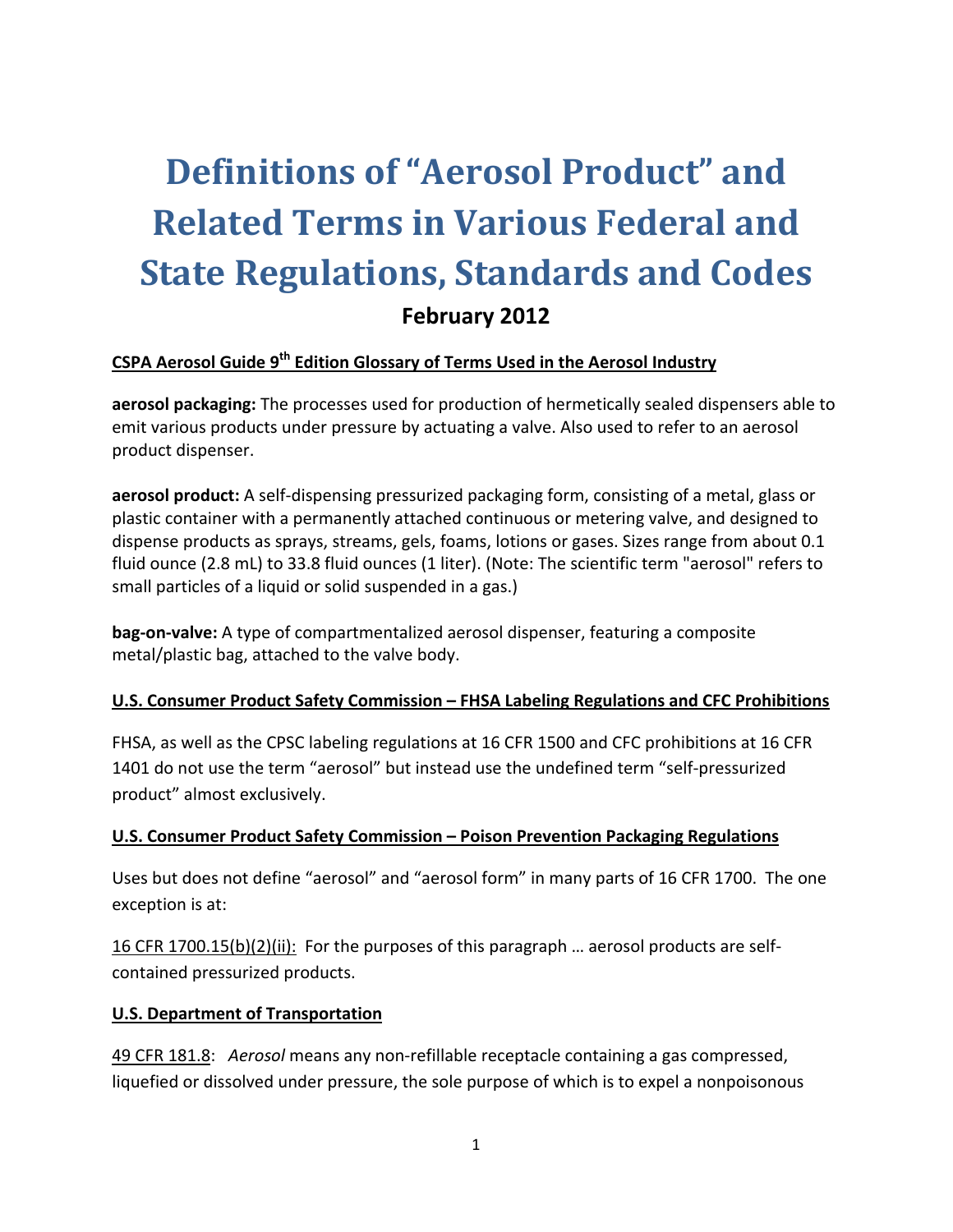# Definitions of "Aerosol Product" and Related Terms in Various Federal and State Regulations, Standards and Codes

## February 2012

### CSPA Aerosol Guide 9th Edition Glossary of Terms Used in the Aerosol Industry

**aerosol packaging:** The processes used for production of hermetically sealed dispensers able to emit various products under pressure by actuating a valve. Also used to refer to an aerosol product dispenser.

**aerosol product:** A self-dispensing pressurized packaging form, consisting of a metal, glass or plastic container with a permanently attached continuous or metering valve, and designed to dispense products as sprays, streams, gels, foams, lotions or gases. Sizes range from about 0.1 fluid ounce (2.8 mL) to 33.8 fluid ounces (1 liter). (Note: The scientific term "aerosol" refers to small particles of a liquid or solid suspended in a gas.)

**bag-on-valve:** A type of compartmentalized aerosol dispenser, featuring a composite metal/plastic bag, attached to the valve body.

### U.S. Consumer Product Safety Commission – FHSA Labeling Regulations and CFC Prohibitions

FHSA, as well as the CPSC labeling regulations at 16 CFR 1500 and CFC prohibitions at 16 CFR 1401 do not use the term "aerosol" but instead use the undefined term "self-pressurized product" almost exclusively.

### U.S. Consumer Product Safety Commission – Poison Prevention Packaging Regulations

Uses but does not define "aerosol" and "aerosol form" in many parts of 16 CFR 1700. The one exception is at:

16 CFR 1700.15(b)(2)(ii): For the purposes of this paragraph … aerosol products are self-contained pressurized products.

### U.S. Department of Transportation

49 CFR 181.8: *Aerosol* means any non-refillable receptacle containing a gas compressed, liquefied or dissolved under pressure, the sole purpose of which is to expel a nonpoisonous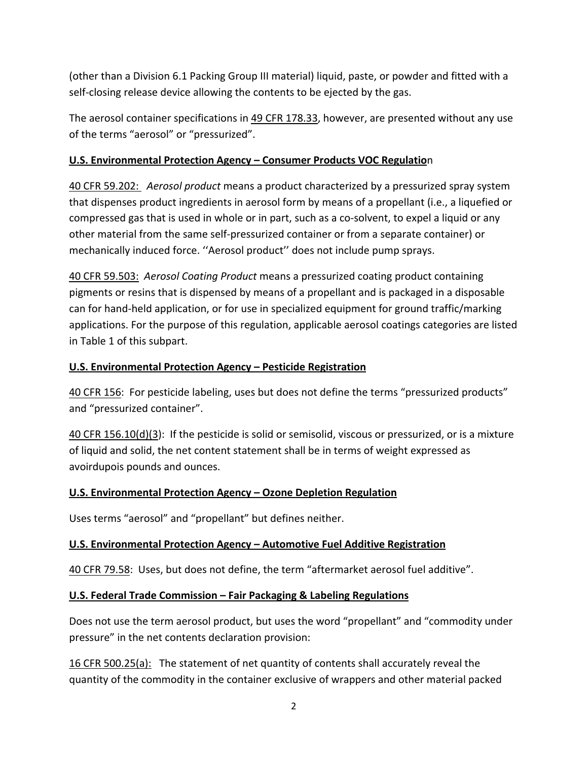(other than a Division 6.1 Packing Group III material) liquid, paste, or powder and fitted with a self-closing release device allowing the contents to be ejected by the gas.

The aerosol container specifications in 49 CFR 178.33, however, are presented without any use of the terms "aerosol" or "pressurized".

**U.S. Environmental Protection Agency – Consumer Products VOC Regulation**

40 CFR 59.202: *Aerosol product* means a product characterized by a pressurized spray system that dispenses product ingredients in aerosol form by means of a propellant (i.e., a liquefied or compressed gas that is used in whole or in part, such as a co-solvent, to expel a liquid or any other material from the same self-pressurized container or from a separate container) or mechanically induced force. ''Aerosol product'' does not include pump sprays.

40 CFR 59.503: *Aerosol Coating Product* means a pressurized coating product containing pigments or resins that is dispensed by means of a propellant and is packaged in a disposable can for hand-held application, or for use in specialized equipment for ground traffic/marking applications. For the purpose of this regulation, applicable aerosol coatings categories are listed in Table 1 of this subpart.

**U.S. Environmental Protection Agency – Pesticide Registration**

40 CFR 156: For pesticide labeling, uses but does not define the terms "pressurized products" and "pressurized container".

40 CFR 156.10(d)(3): If the pesticide is solid or semisolid, viscous or pressurized, or is a mixture of liquid and solid, the net content statement shall be in terms of weight expressed as avoirdupois pounds and ounces.

**U.S. Environmental Protection Agency – Ozone Depletion Regulation**

Uses terms "aerosol" and "propellant" but defines neither.

**U.S. Environmental Protection Agency – Automotive Fuel Additive Registration**

40 CFR 79.58: Uses, but does not define, the term "aftermarket aerosol fuel additive".

**U.S. Federal Trade Commission – Fair Packaging & Labeling Regulations**

Does not use the term aerosol product, but uses the word "propellant" and "commodity under pressure" in the net contents declaration provision:

16 CFR 500.25(a): The statement of net quantity of contents shall accurately reveal the quantity of the commodity in the container exclusive of wrappers and other material packed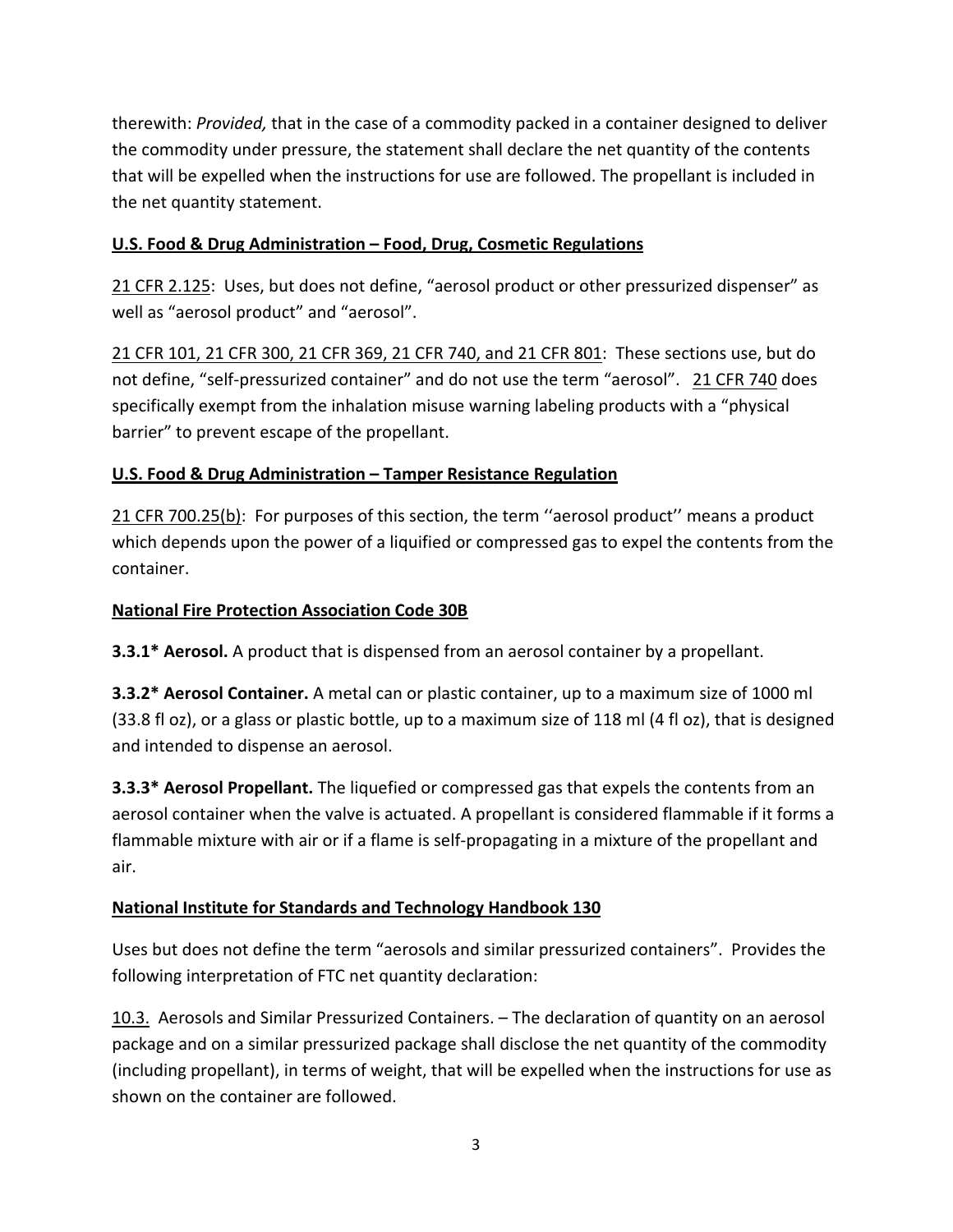therewith: *Provided,* that in the case of a commodity packed in a container designed to deliver the commodity under pressure, the statement shall declare the net quantity of the contents that will be expelled when the instructions for use are followed. The propellant is included in the net quantity statement.

**U.S. Food & Drug Administration – Food, Drug, Cosmetic Regulations**

21 CFR 2.125: Uses, but does not define, "aerosol product or other pressurized dispenser" as well as "aerosol product" and "aerosol".

21 CFR 101, 21 CFR 300, 21 CFR 369, 21 CFR 740, and 21 CFR 801: These sections use, but do not define, "self-pressurized container" and do not use the term "aerosol". 21 CFR 740 does specifically exempt from the inhalation misuse warning labeling products with a "physical barrier" to prevent escape of the propellant.

**U.S. Food & Drug Administration – Tamper Resistance Regulation**

21 CFR 700.25(b): For purposes of this section, the term ''aerosol product'' means a product which depends upon the power of a liquified or compressed gas to expel the contents from the container.

**National Fire Protection Association Code 30B**

**3.3.1* Aerosol.** A product that is dispensed from an aerosol container by a propellant.

**3.3.2* Aerosol Container.** A metal can or plastic container, up to a maximum size of 1000 ml (33.8 fl oz), or a glass or plastic bottle, up to a maximum size of 118 ml (4 fl oz), that is designed and intended to dispense an aerosol.

**3.3.3* Aerosol Propellant.** The liquefied or compressed gas that expels the contents from an aerosol container when the valve is actuated. A propellant is considered flammable if it forms a flammable mixture with air or if a flame is self-propagating in a mixture of the propellant and air.

**National Institute for Standards and Technology Handbook 130**

Uses but does not define the term "aerosols and similar pressurized containers". Provides the following interpretation of FTC net quantity declaration:

10.3. Aerosols and Similar Pressurized Containers. – The declaration of quantity on an aerosol package and on a similar pressurized package shall disclose the net quantity of the commodity (including propellant), in terms of weight, that will be expelled when the instructions for use as shown on the container are followed.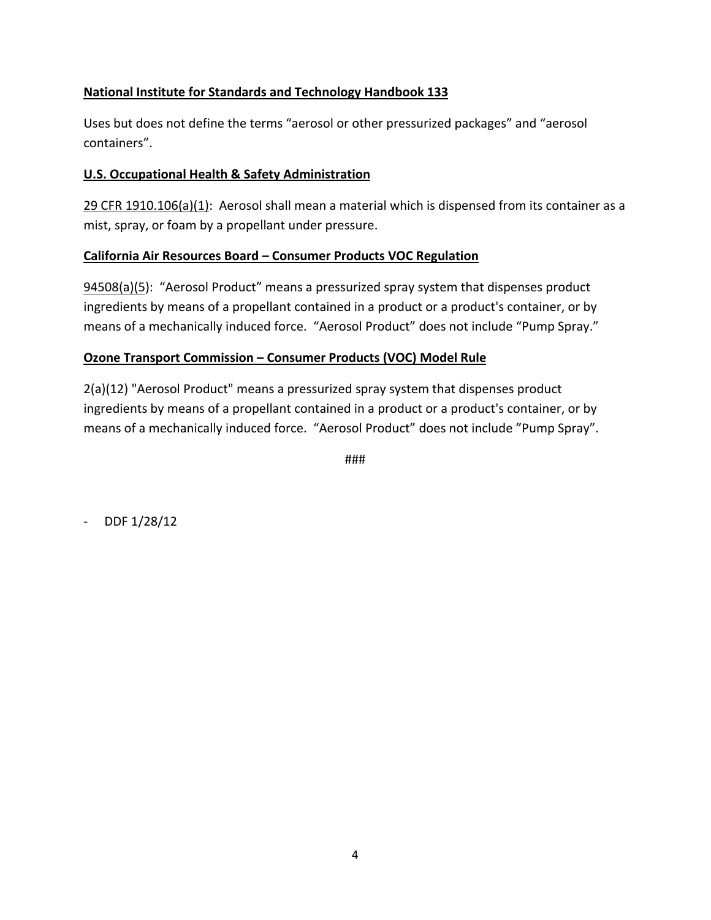**National Institute for Standards and Technology Handbook 133**

Uses but does not define the terms “aerosol or other pressurized packages” and “aerosol containers”.

**U.S. Occupational Health & Safety Administration**

29 CFR 1910.106(a)(1): Aerosol shall mean a material which is dispensed from its container as a mist, spray, or foam by a propellant under pressure.

**California Air Resources Board – Consumer Products VOC Regulation**

94508(a)(5): “Aerosol Product” means a pressurized spray system that dispenses product ingredients by means of a propellant contained in a product or a product's container, or by means of a mechanically induced force. “Aerosol Product” does not include “Pump Spray.”

**Ozone Transport Commission – Consumer Products (VOC) Model Rule**

2(a)(12) "Aerosol Product" means a pressurized spray system that dispenses product ingredients by means of a propellant contained in a product or a product's container, or by means of a mechanically induced force. “Aerosol Product” does not include ”Pump Spray”.

###

- DDF 1/28/12